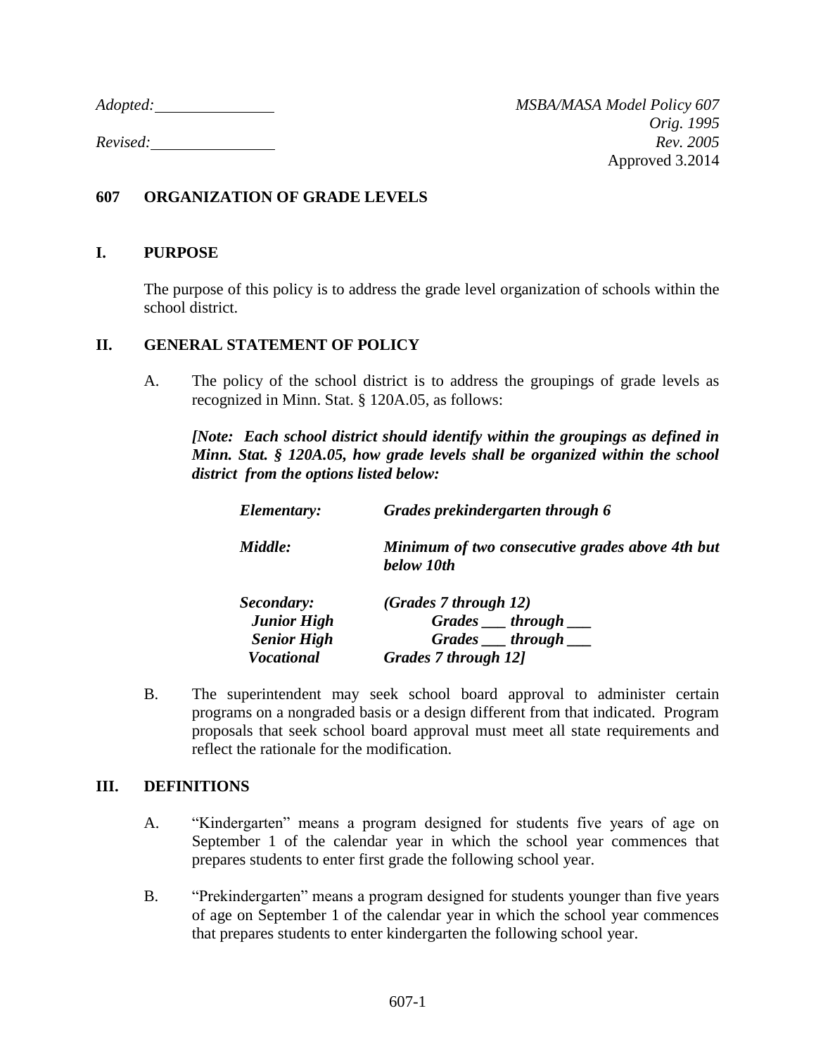*Adopted:* \_\_\_\_\_\_\_\_\_\_\_\_\_\_\_

*Revised:* \_\_\_\_\_\_\_\_\_\_\_\_\_\_\_

*MSBA/MASA Model Policy 607*
*Orig. 1995*
*Rev. 2005*
Approved 3.2014

# 607 ORGANIZATION OF GRADE LEVELS

## I. PURPOSE

The purpose of this policy is to address the grade level organization of schools within the school district.

## II. GENERAL STATEMENT OF POLICY

A. The policy of the school district is to address the groupings of grade levels as recognized in Minn. Stat. § 120A.05, as follows:

***[Note: Each school district should identify within the groupings as defined in Minn. Stat. § 120A.05, how grade levels shall be organized within the school district from the options listed below:***

| | |
|---|---|
| ***Elementary:*** | ***Grades prekindergarten through 6*** |
| ***Middle:*** | ***Minimum of two consecutive grades above 4th but below 10th*** |
| ***Secondary:*** | ***(Grades 7 through 12)*** |
| ***Junior High*** | ***Grades ___ through ___*** |
| ***Senior High*** | ***Grades ___ through ___*** |
| ***Vocational*** | ***Grades 7 through 12]*** |

B. The superintendent may seek school board approval to administer certain programs on a nongraded basis or a design different from that indicated. Program proposals that seek school board approval must meet all state requirements and reflect the rationale for the modification.

## III. DEFINITIONS

A. "Kindergarten" means a program designed for students five years of age on September 1 of the calendar year in which the school year commences that prepares students to enter first grade the following school year.

B. "Prekindergarten" means a program designed for students younger than five years of age on September 1 of the calendar year in which the school year commences that prepares students to enter kindergarten the following school year.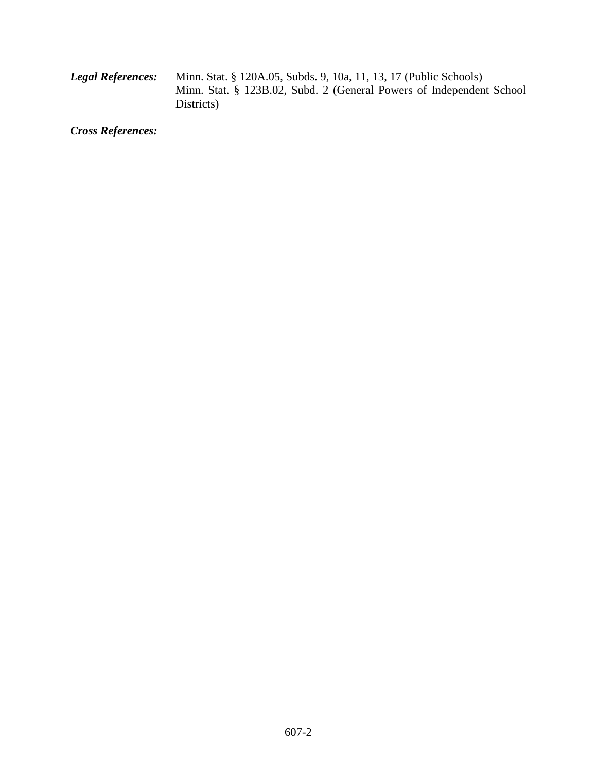***Legal References:*** Minn. Stat. § 120A.05, Subds. 9, 10a, 11, 13, 17 (Public Schools)
Minn. Stat. § 123B.02, Subd. 2 (General Powers of Independent School Districts)

***Cross References:***